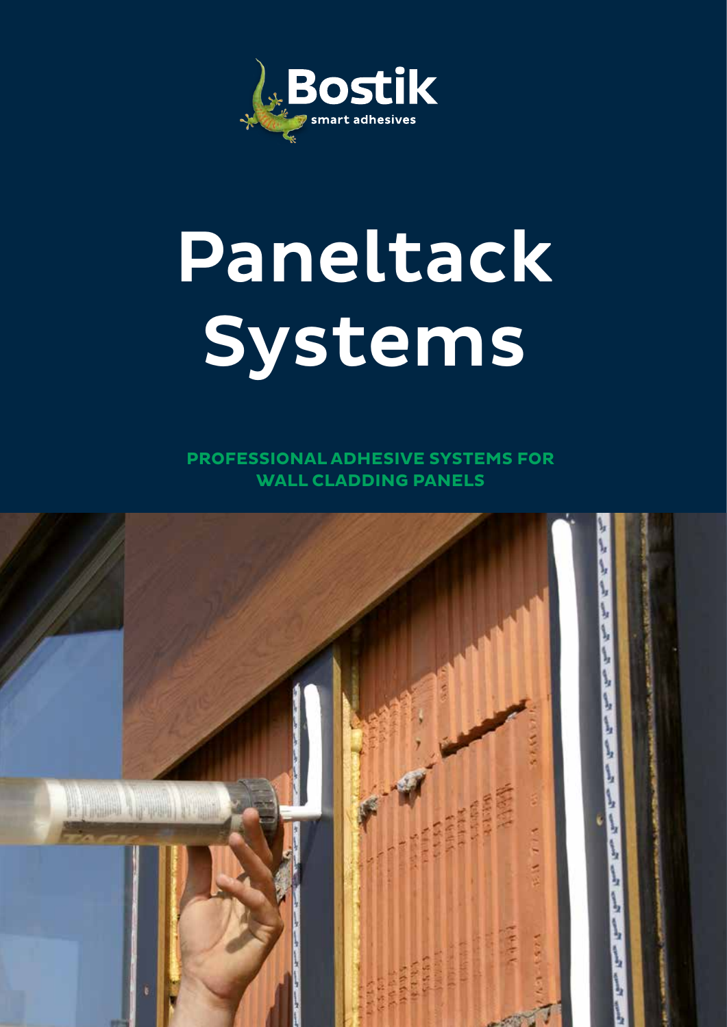Bostik
smart adhesives

# Paneltack Systems

**PROFESSIONAL ADHESIVE SYSTEMS FOR WALL CLADDING PANELS**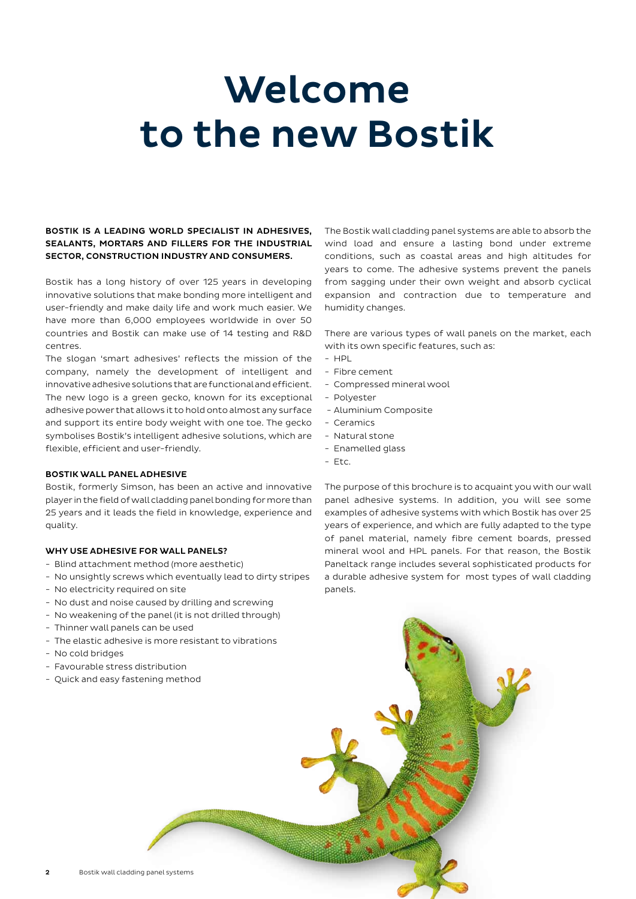# Welcome to the new Bostik

**BOSTIK IS A LEADING WORLD SPECIALIST IN ADHESIVES, SEALANTS, MORTARS AND FILLERS FOR THE INDUSTRIAL SECTOR, CONSTRUCTION INDUSTRY AND CONSUMERS.**

Bostik has a long history of over 125 years in developing innovative solutions that make bonding more intelligent and user-friendly and make daily life and work much easier. We have more than 6,000 employees worldwide in over 50 countries and Bostik can make use of 14 testing and R&D centres.

The slogan 'smart adhesives' reflects the mission of the company, namely the development of intelligent and innovative adhesive solutions that are functional and efficient. The new logo is a green gecko, known for its exceptional adhesive power that allows it to hold onto almost any surface and support its entire body weight with one toe. The gecko symbolises Bostik's intelligent adhesive solutions, which are flexible, efficient and user-friendly.

### BOSTIK WALL PANEL ADHESIVE

Bostik, formerly Simson, has been an active and innovative player in the field of wall cladding panel bonding for more than 25 years and it leads the field in knowledge, experience and quality.

### WHY USE ADHESIVE FOR WALL PANELS?

- Blind attachment method (more aesthetic)
- No unsightly screws which eventually lead to dirty stripes
- No electricity required on site
- No dust and noise caused by drilling and screwing
- No weakening of the panel (it is not drilled through)
- Thinner wall panels can be used
- The elastic adhesive is more resistant to vibrations
- No cold bridges
- Favourable stress distribution
- Quick and easy fastening method

The Bostik wall cladding panel systems are able to absorb the wind load and ensure a lasting bond under extreme conditions, such as coastal areas and high altitudes for years to come. The adhesive systems prevent the panels from sagging under their own weight and absorb cyclical expansion and contraction due to temperature and humidity changes.

There are various types of wall panels on the market, each with its own specific features, such as:

- HPL
- Fibre cement
- Compressed mineral wool
- Polyester
- Aluminium Composite
- Ceramics
- Natural stone
- Enamelled glass
- Etc.

The purpose of this brochure is to acquaint you with our wall panel adhesive systems. In addition, you will see some examples of adhesive systems with which Bostik has over 25 years of experience, and which are fully adapted to the type of panel material, namely fibre cement boards, pressed mineral wool and HPL panels. For that reason, the Bostik Paneltack range includes several sophisticated products for a durable adhesive system for most types of wall cladding panels.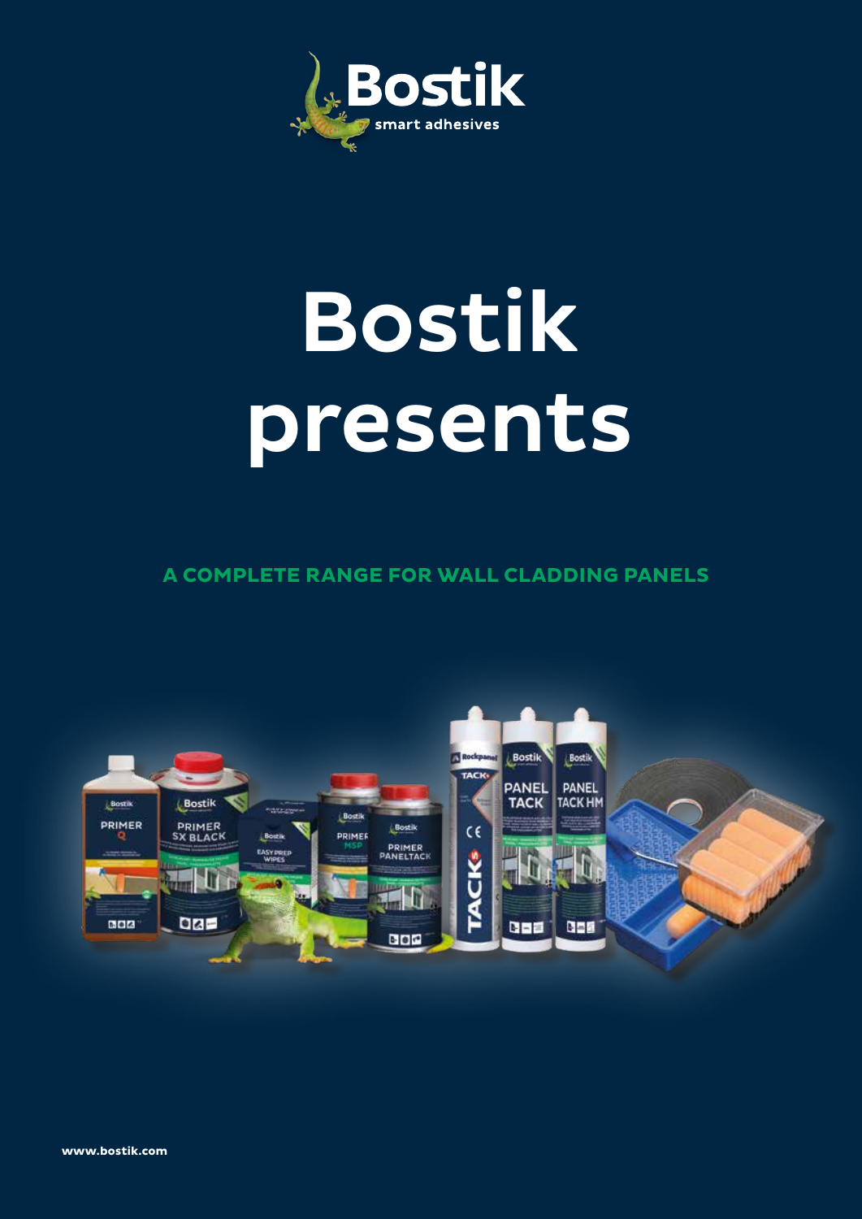# Bostik presents

## A COMPLETE RANGE FOR WALL CLADDING PANELS

www.bostik.com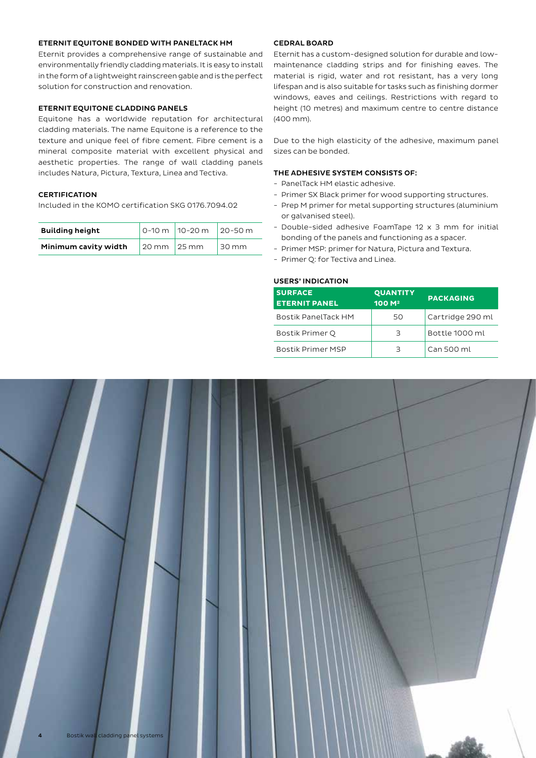### ETERNIT EQUITONE BONDED WITH PANELTACK HM

Eternit provides a comprehensive range of sustainable and environmentally friendly cladding materials. It is easy to install in the form of a lightweight rainscreen gable and is the perfect solution for construction and renovation.

### ETERNIT EQUITONE CLADDING PANELS

Equitone has a worldwide reputation for architectural cladding materials. The name Equitone is a reference to the texture and unique feel of fibre cement. Fibre cement is a mineral composite material with excellent physical and aesthetic properties. The range of wall cladding panels includes Natura, Pictura, Textura, Linea and Tectiva.

### CERTIFICATION

Included in the KOMO certification SKG 0176.7094.02

| **Building height** | 0-10 m | 10-20 m | 20-50 m |
|---|---|---|---|
| **Minimum cavity width** | 20 mm | 25 mm | 30 mm |

### CEDRAL BOARD

Eternit has a custom-designed solution for durable and low-maintenance cladding strips and for finishing eaves. The material is rigid, water and rot resistant, has a very long lifespan and is also suitable for tasks such as finishing dormer windows, eaves and ceilings. Restrictions with regard to height (10 metres) and maximum centre to centre distance (400 mm).

Due to the high elasticity of the adhesive, maximum panel sizes can be bonded.

### THE ADHESIVE SYSTEM CONSISTS OF:

- PanelTack HM elastic adhesive.
- Primer SX Black primer for wood supporting structures.
- Prep M primer for metal supporting structures (aluminium or galvanised steel).
- Double-sided adhesive FoamTape 12 x 3 mm for initial bonding of the panels and functioning as a spacer.
- Primer MSP: primer for Natura, Pictura and Textura.
- Primer Q: for Tectiva and Linea.

### USERS' INDICATION

| SURFACE ETERNIT PANEL | QUANTITY 100 M² | PACKAGING |
|---|---|---|
| Bostik PanelTack HM | 50 | Cartridge 290 ml |
| Bostik Primer Q | 3 | Bottle 1000 ml |
| Bostik Primer MSP | 3 | Can 500 ml |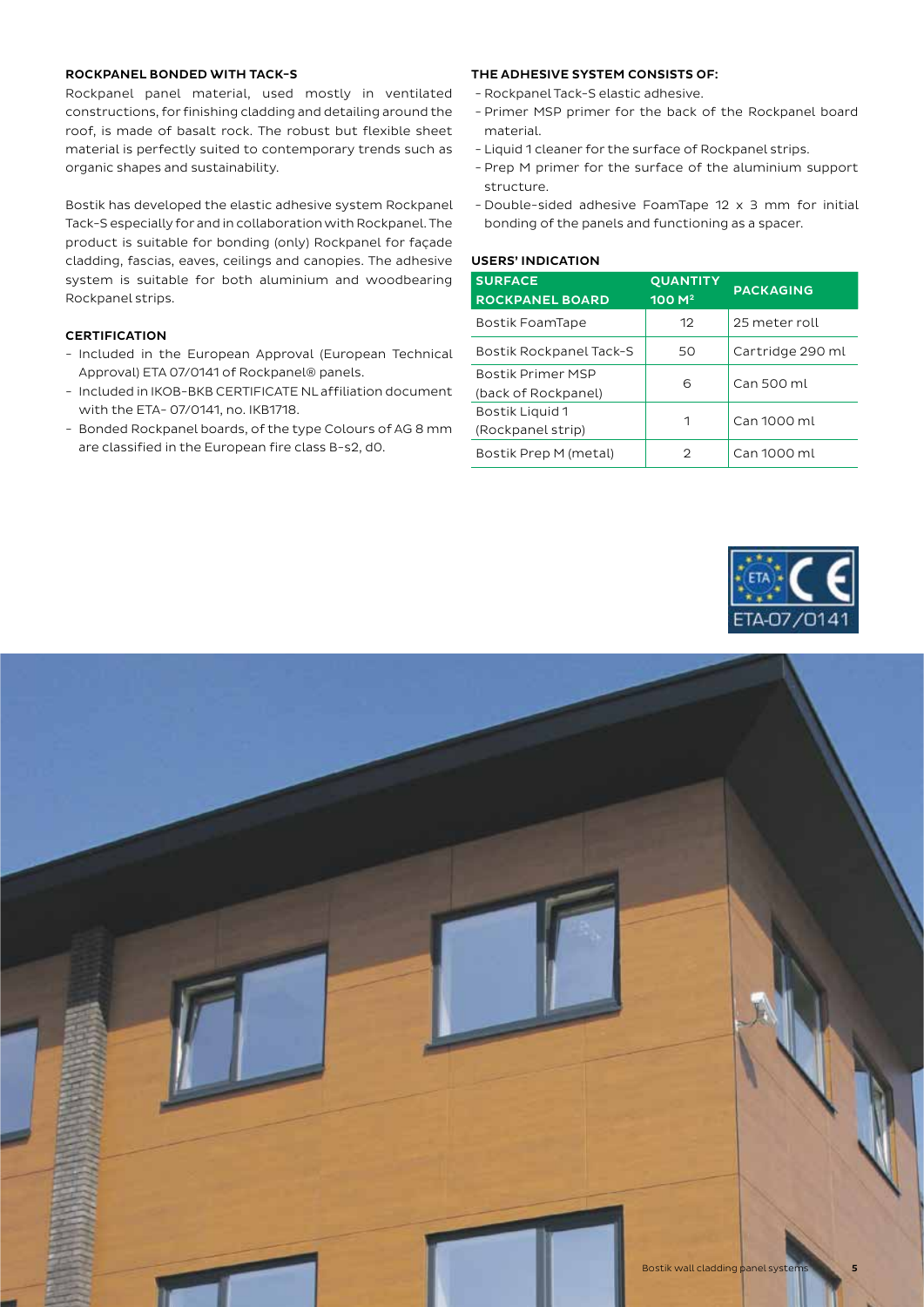## ROCKPANEL BONDED WITH TACK-S

Rockpanel panel material, used mostly in ventilated constructions, for finishing cladding and detailing around the roof, is made of basalt rock. The robust but flexible sheet material is perfectly suited to contemporary trends such as organic shapes and sustainability.

Bostik has developed the elastic adhesive system Rockpanel Tack-S especially for and in collaboration with Rockpanel. The product is suitable for bonding (only) Rockpanel for façade cladding, fascias, eaves, ceilings and canopies. The adhesive system is suitable for both aluminium and woodbearing Rockpanel strips.

## CERTIFICATION

- Included in the European Approval (European Technical Approval) ETA 07/0141 of Rockpanel® panels.
- Included in IKOB-BKB CERTIFICATE NL affiliation document with the ETA- 07/0141, no. IKB1718.
- Bonded Rockpanel boards, of the type Colours of AG 8 mm are classified in the European fire class B-s2, d0.

## THE ADHESIVE SYSTEM CONSISTS OF:

- Rockpanel Tack-S elastic adhesive.
- Primer MSP primer for the back of the Rockpanel board material.
- Liquid 1 cleaner for the surface of Rockpanel strips.
- Prep M primer for the surface of the aluminium support structure.
- Double-sided adhesive FoamTape 12 x 3 mm for initial bonding of the panels and functioning as a spacer.

## USERS' INDICATION

| SURFACE ROCKPANEL BOARD | QUANTITY 100 M² | PACKAGING |
|---|---|---|
| Bostik FoamTape | 12 | 25 meter roll |
| Bostik Rockpanel Tack-S | 50 | Cartridge 290 ml |
| Bostik Primer MSP (back of Rockpanel) | 6 | Can 500 ml |
| Bostik Liquid 1 (Rockpanel strip) | 1 | Can 1000 ml |
| Bostik Prep M (metal) | 2 | Can 1000 ml |

ETA-07/0141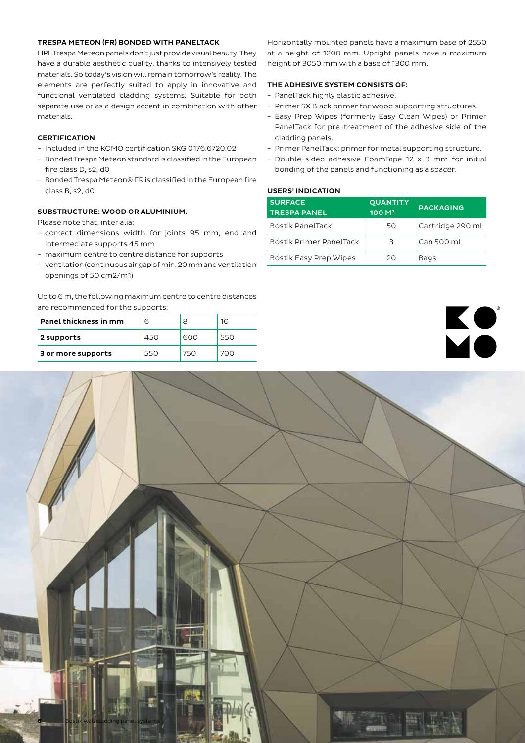### TRESPA METEON (FR) BONDED WITH PANELTACK

HPL Trespa Meteon panels don't just provide visual beauty. They have a durable aesthetic quality, thanks to intensively tested materials. So today's vision will remain tomorrow's reality. The elements are perfectly suited to apply in innovative and functional ventilated cladding systems. Suitable for both separate use or as a design accent in combination with other materials.

### CERTIFICATION

- Included in the KOMO certification SKG 0176.6720.02
- Bonded Trespa Meteon standard is classified in the European fire class D, s2, d0
- Bonded Trespa Meteon® FR is classified in the European fire class B, s2, d0

### SUBSTRUCTURE: WOOD OR ALUMINIUM.

Please note that, inter alia:

- correct dimensions width for joints 95 mm, end and intermediate supports 45 mm
- maximum centre to centre distance for supports
- ventilation (continuous air gap of min. 20 mm and ventilation openings of 50 cm2/m1)

Up to 6 m, the following maximum centre to centre distances are recommended for the supports:

| Panel thickness in mm | 6 | 8 | 10 |
|---|---|---|---|
| **2 supports** | 450 | 600 | 550 |
| **3 or more supports** | 550 | 750 | 700 |

Horizontally mounted panels have a maximum base of 2550 at a height of 1200 mm. Upright panels have a maximum height of 3050 mm with a base of 1300 mm.

### THE ADHESIVE SYSTEM CONSISTS OF:

- PanelTack highly elastic adhesive.
- Primer SX Black primer for wood supporting structures.
- Easy Prep Wipes (formerly Easy Clean Wipes) or Primer PanelTack for pre-treatment of the adhesive side of the cladding panels.
- Primer PanelTack: primer for metal supporting structure.
- Double-sided adhesive FoamTape 12 x 3 mm for initial bonding of the panels and functioning as a spacer.

### USERS' INDICATION

| SURFACE TRESPA PANEL | QUANTITY 100 M² | PACKAGING |
|---|---|---|
| Bostik PanelTack | 50 | Cartridge 290 ml |
| Bostik Primer PanelTack | 3 | Can 500 ml |
| Bostik Easy Prep Wipes | 20 | Bags |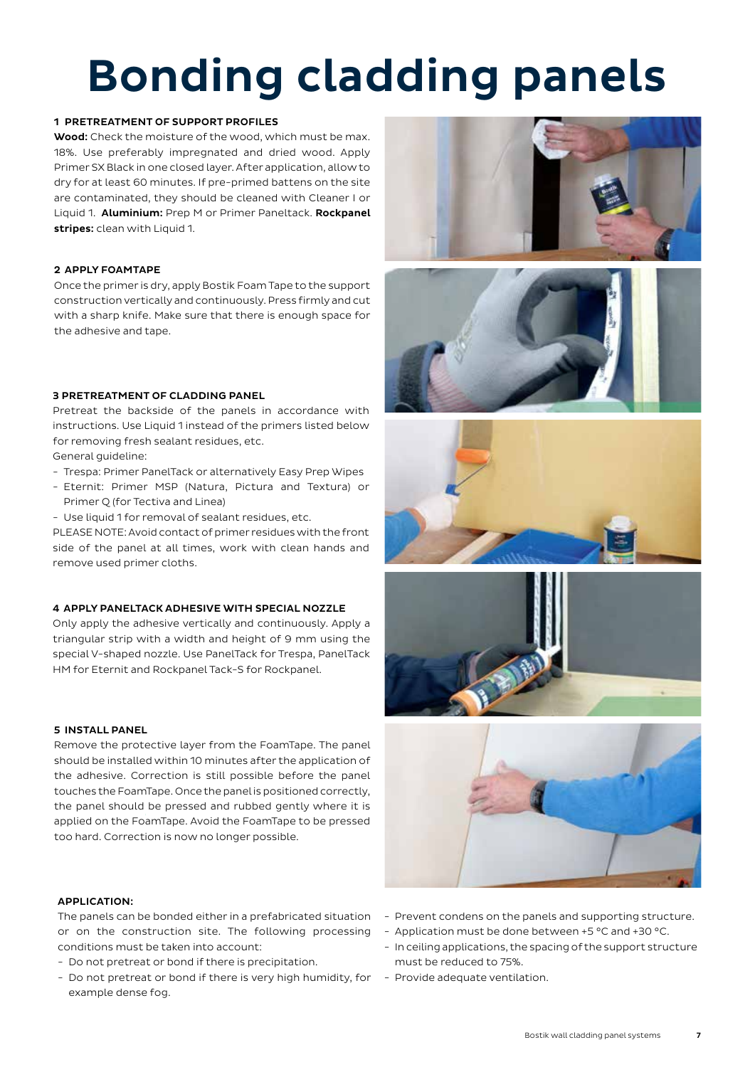# Bonding cladding panels

**1 PRETREATMENT OF SUPPORT PROFILES**

**Wood:** Check the moisture of the wood, which must be max. 18%. Use preferably impregnated and dried wood. Apply Primer SX Black in one closed layer. After application, allow to dry for at least 60 minutes. If pre-primed battens on the site are contaminated, they should be cleaned with Cleaner I or Liquid 1. **Aluminium:** Prep M or Primer Paneltack. **Rockpanel stripes:** clean with Liquid 1.

**2 APPLY FOAMTAPE**

Once the primer is dry, apply Bostik Foam Tape to the support construction vertically and continuously. Press firmly and cut with a sharp knife. Make sure that there is enough space for the adhesive and tape.

**3 PRETREATMENT OF CLADDING PANEL**

Pretreat the backside of the panels in accordance with instructions. Use Liquid 1 instead of the primers listed below for removing fresh sealant residues, etc.

General guideline:

- Trespa: Primer PanelTack or alternatively Easy Prep Wipes
- Eternit: Primer MSP (Natura, Pictura and Textura) or Primer Q (for Tectiva and Linea)
- Use liquid 1 for removal of sealant residues, etc.

PLEASE NOTE: Avoid contact of primer residues with the front side of the panel at all times, work with clean hands and remove used primer cloths.

**4 APPLY PANELTACK ADHESIVE WITH SPECIAL NOZZLE**

Only apply the adhesive vertically and continuously. Apply a triangular strip with a width and height of 9 mm using the special V-shaped nozzle. Use PanelTack for Trespa, PanelTack HM for Eternit and Rockpanel Tack-S for Rockpanel.

**5 INSTALL PANEL**

Remove the protective layer from the FoamTape. The panel should be installed within 10 minutes after the application of the adhesive. Correction is still possible before the panel touches the FoamTape. Once the panel is positioned correctly, the panel should be pressed and rubbed gently where it is applied on the FoamTape. Avoid the FoamTape to be pressed too hard. Correction is now no longer possible.

**APPLICATION:**

The panels can be bonded either in a prefabricated situation or on the construction site. The following processing conditions must be taken into account:

- Do not pretreat or bond if there is precipitation.
- Do not pretreat or bond if there is very high humidity, for example dense fog.
- Prevent condens on the panels and supporting structure.
- Application must be done between +5 °C and +30 °C.
- In ceiling applications, the spacing of the support structure must be reduced to 75%.
- Provide adequate ventilation.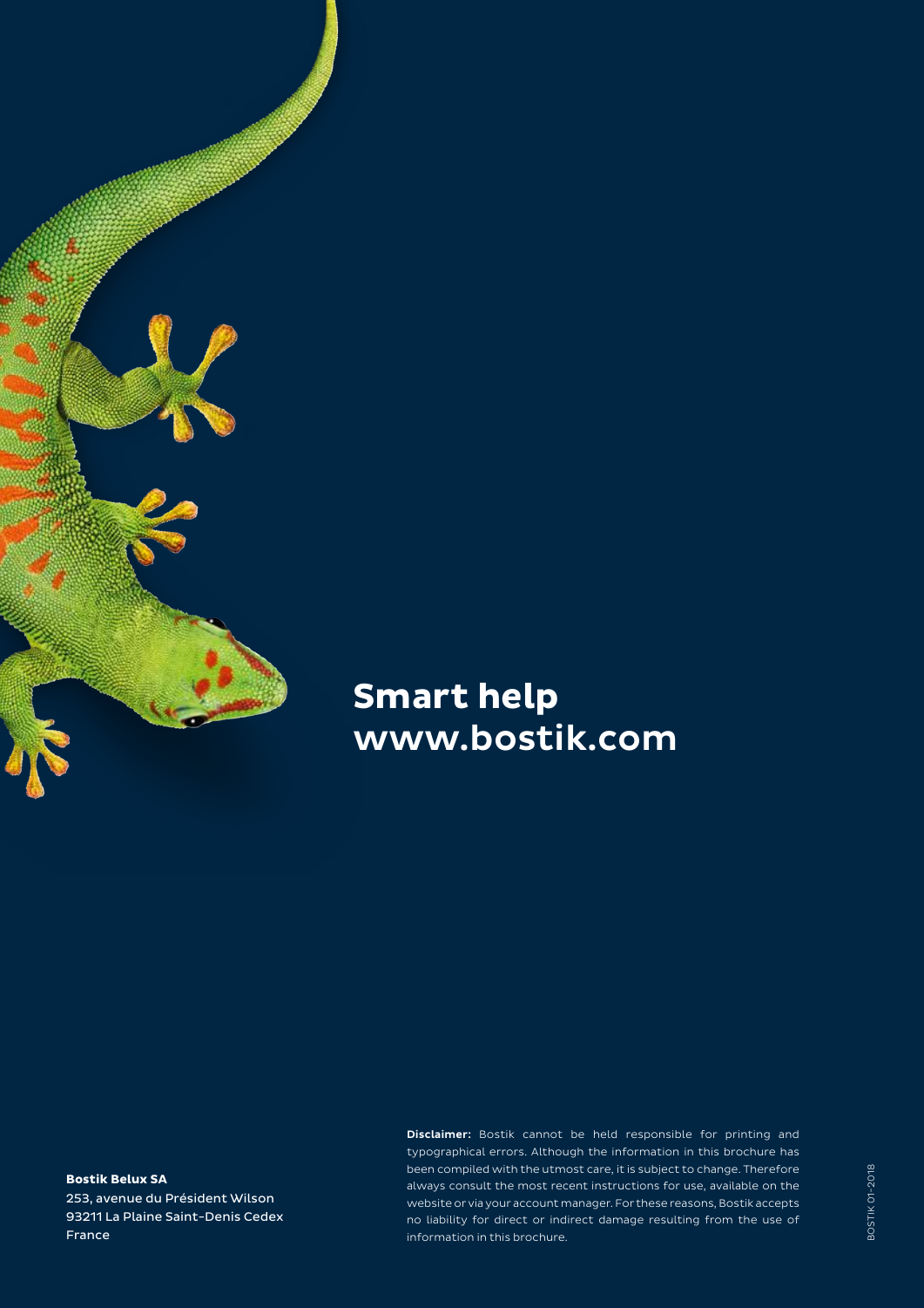## Smart help
## www.bostik.com

**Bostik Belux SA**
253, avenue du Président Wilson
93211 La Plaine Saint-Denis Cedex
France

**Disclaimer:** Bostik cannot be held responsible for printing and typographical errors. Although the information in this brochure has been compiled with the utmost care, it is subject to change. Therefore always consult the most recent instructions for use, available on the website or via your account manager. For these reasons, Bostik accepts no liability for direct or indirect damage resulting from the use of information in this brochure.

BOSTIK 01-2018